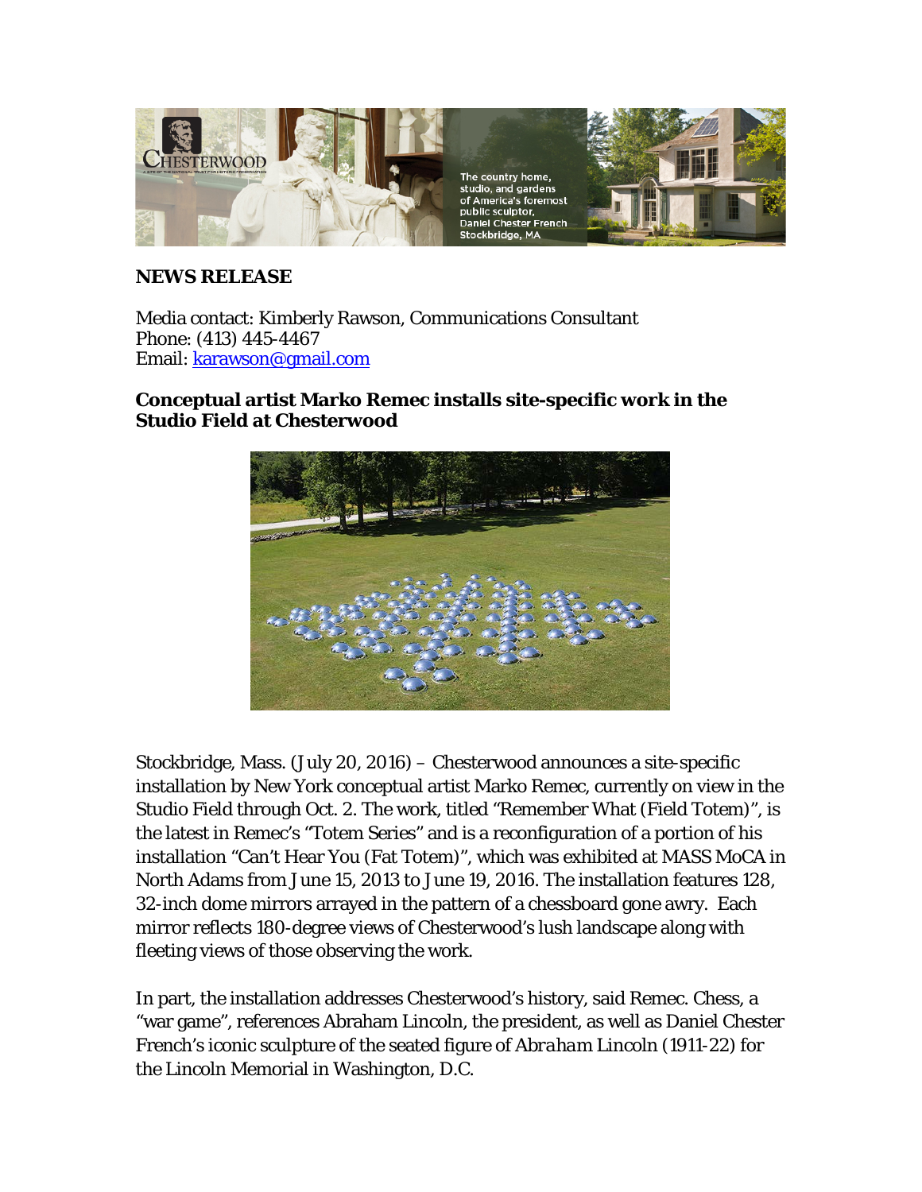**NEWS RELEASE**

Media contact: Kimberly Rawson, Communications Consultant
Phone: (413) 445-4467
Email: karawson@gmail.com

**Conceptual artist Marko Remec installs site-specific work in the Studio Field at Chesterwood**

Stockbridge, Mass. (July 20, 2016) – Chesterwood announces a site-specific installation by New York conceptual artist Marko Remec, currently on view in the Studio Field through Oct. 2. The work, titled "Remember What (Field Totem)", is the latest in Remec's "Totem Series" and is a reconfiguration of a portion of his installation "Can't Hear You (Fat Totem)", which was exhibited at MASS MoCA in North Adams from June 15, 2013 to June 19, 2016. The installation features 128, 32-inch dome mirrors arrayed in the pattern of a chessboard gone awry. Each mirror reflects 180-degree views of Chesterwood's lush landscape along with fleeting views of those observing the work.

In part, the installation addresses Chesterwood's history, said Remec. Chess, a "war game", references Abraham Lincoln, the president, as well as Daniel Chester French's iconic sculpture of the seated figure of *Abraham Lincoln* (1911-22) for the Lincoln Memorial in Washington, D.C.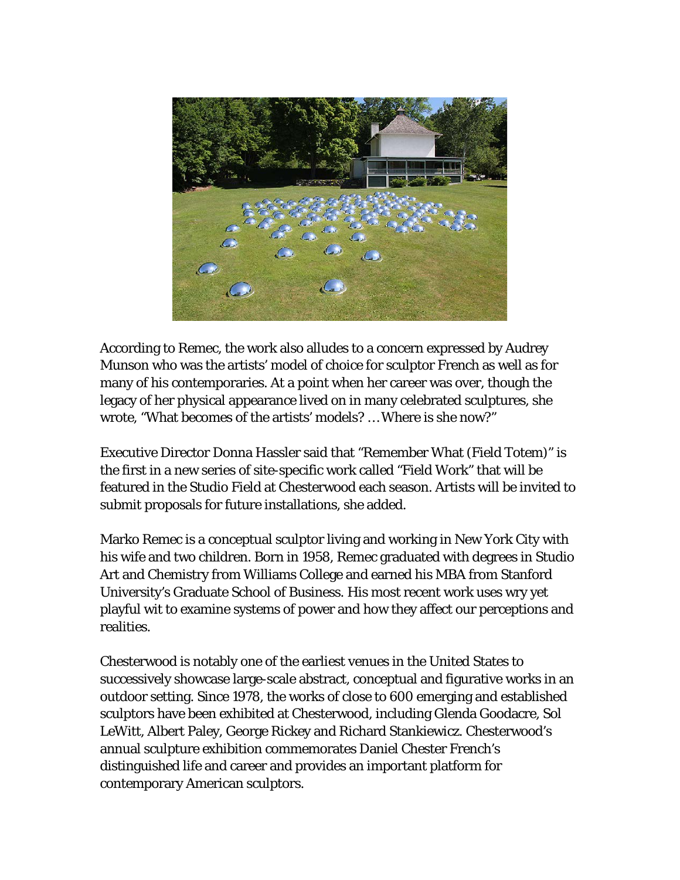According to Remec, the work also alludes to a concern expressed by Audrey Munson who was the artists' model of choice for sculptor French as well as for many of his contemporaries. At a point when her career was over, though the legacy of her physical appearance lived on in many celebrated sculptures, she wrote, "What becomes of the artists' models? … Where is she now?"

Executive Director Donna Hassler said that "Remember What (Field Totem)" is the first in a new series of site-specific work called "Field Work" that will be featured in the Studio Field at Chesterwood each season. Artists will be invited to submit proposals for future installations, she added.

Marko Remec is a conceptual sculptor living and working in New York City with his wife and two children. Born in 1958, Remec graduated with degrees in Studio Art and Chemistry from Williams College and earned his MBA from Stanford University's Graduate School of Business. His most recent work uses wry yet playful wit to examine systems of power and how they affect our perceptions and realities.

Chesterwood is notably one of the earliest venues in the United States to successively showcase large-scale abstract, conceptual and figurative works in an outdoor setting. Since 1978, the works of close to 600 emerging and established sculptors have been exhibited at Chesterwood, including Glenda Goodacre, Sol LeWitt, Albert Paley, George Rickey and Richard Stankiewicz. Chesterwood's annual sculpture exhibition commemorates Daniel Chester French's distinguished life and career and provides an important platform for contemporary American sculptors.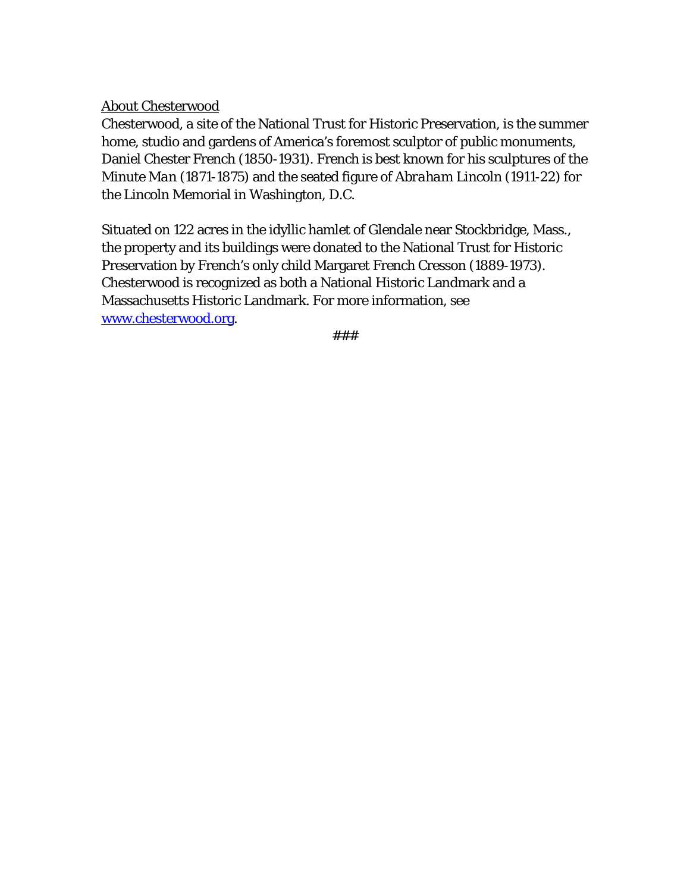About Chesterwood

Chesterwood, a site of the National Trust for Historic Preservation, is the summer home, studio and gardens of America's foremost sculptor of public monuments, Daniel Chester French (1850-1931). French is best known for his sculptures of the *Minute Man* (1871-1875) and the seated figure of *Abraham Lincoln* (1911-22) for the Lincoln Memorial in Washington, D.C.

Situated on 122 acres in the idyllic hamlet of Glendale near Stockbridge, Mass., the property and its buildings were donated to the National Trust for Historic Preservation by French's only child Margaret French Cresson (1889-1973). Chesterwood is recognized as both a National Historic Landmark and a Massachusetts Historic Landmark. For more information, see [www.chesterwood.org](http://www.chesterwood.org).

###